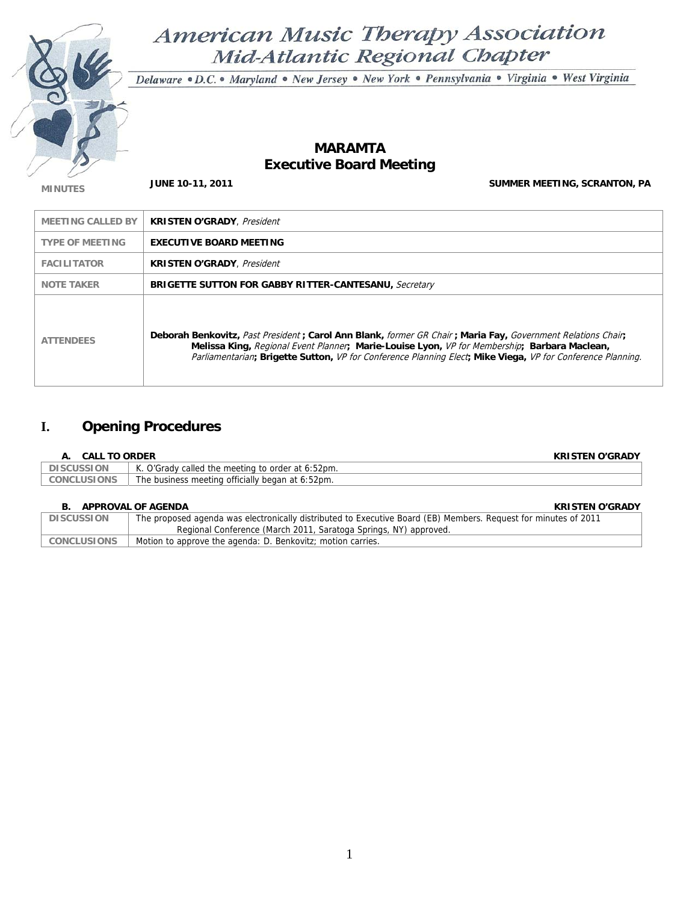# American Music Therapy Association
## Mid-Atlantic Regional Chapter

Delaware • D.C. • Maryland • New Jersey • New York • Pennsylvania • Virginia • West Virginia

## MARAMTA
## Executive Board Meeting

**MINUTES** | **JUNE 10-11, 2011** | **SUMMER MEETING, SCRANTON, PA**

| | |
|---|---|
| MEETING CALLED BY | **KRISTEN O'GRADY**, *President* |
| TYPE OF MEETING | **EXECUTIVE BOARD MEETING** |
| FACILITATOR | **KRISTEN O'GRADY**, *President* |
| NOTE TAKER | **BRIGETTE SUTTON FOR GABBY RITTER-CANTESANU,** *Secretary* |
| ATTENDEES | **Deborah Benkovitz,** *Past President* **; Carol Ann Blank,** *former GR Chair* **; Maria Fay,** *Government Relations Chair***; Melissa King,** *Regional Event Planner***; Marie-Louise Lyon,** *VP for Membership***; Barbara Maclean,** *Parliamentarian***; Brigette Sutton,** *VP for Conference Planning Elect***; Mike Viega,** *VP for Conference Planning.* |

# I. Opening Procedures

### A. CALL TO ORDER — KRISTEN O'GRADY

| | |
|---|---|
| DISCUSSION | K. O'Grady called the meeting to order at 6:52pm. |
| CONCLUSIONS | The business meeting officially began at 6:52pm. |

### B. APPROVAL OF AGENDA — KRISTEN O'GRADY

| | |
|---|---|
| DISCUSSION | The proposed agenda was electronically distributed to Executive Board (EB) Members. Request for minutes of 2011 Regional Conference (March 2011, Saratoga Springs, NY) approved. |
| CONCLUSIONS | Motion to approve the agenda: D. Benkovitz; motion carries. |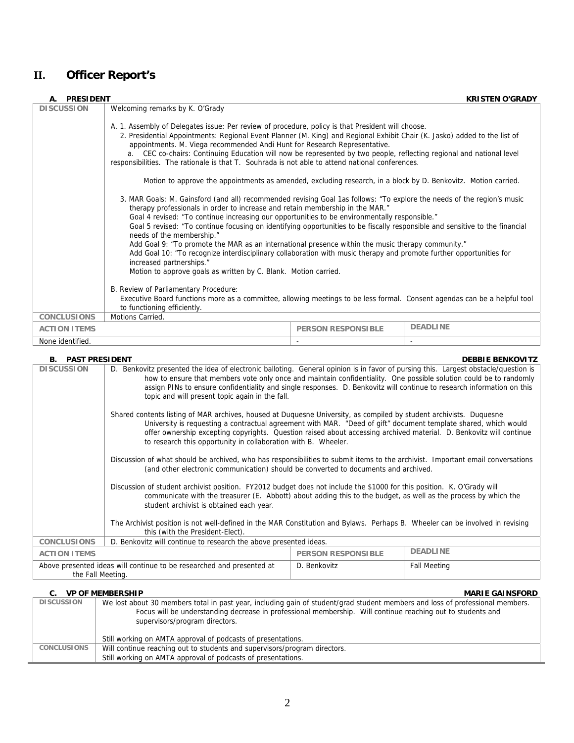# II. Officer Report's

### A. PRESIDENT — KRISTEN O'GRADY

| | |
|---|---|
| **DISCUSSION** | Welcoming remarks by K. O'Grady<br><br>A. 1. Assembly of Delegates issue: Per review of procedure, policy is that President will choose.<br>2. Presidential Appointments: Regional Event Planner (M. King) and Regional Exhibit Chair (K. Jasko) added to the list of appointments. M. Viega recommended Andi Hunt for Research Representative.<br>a. CEC co-chairs: Continuing Education will now be represented by two people, reflecting regional and national level responsibilities. The rationale is that T. Souhrada is not able to attend national conferences.<br><br>Motion to approve the appointments as amended, excluding research, in a block by D. Benkovitz. Motion carried.<br><br>3. MAR Goals: M. Gainsford (and all) recommended revising Goal 1as follows: "To explore the needs of the region's music therapy professionals in order to increase and retain membership in the MAR."<br>Goal 4 revised: "To continue increasing our opportunities to be environmentally responsible."<br>Goal 5 revised: "To continue focusing on identifying opportunities to be fiscally responsible and sensitive to the financial needs of the membership."<br>Add Goal 9: "To promote the MAR as an international presence within the music therapy community."<br>Add Goal 10: "To recognize interdisciplinary collaboration with music therapy and promote further opportunities for increased partnerships."<br>Motion to approve goals as written by C. Blank. Motion carried.<br><br>B. Review of Parliamentary Procedure:<br>Executive Board functions more as a committee, allowing meetings to be less formal. Consent agendas can be a helpful tool to functioning efficiently. |
| **CONCLUSIONS** | Motions Carried. |

| ACTION ITEMS | PERSON RESPONSIBLE | DEADLINE |
|---|---|---|
| None identified. | - | - |

### B. PAST PRESIDENT — DEBBIE BENKOVITZ

| | |
|---|---|
| **DISCUSSION** | D. Benkovitz presented the idea of electronic balloting. General opinion is in favor of pursing this. Largest obstacle/question is how to ensure that members vote only once and maintain confidentiality. One possible solution could be to randomly assign PINs to ensure confidentiality and single responses. D. Benkovitz will continue to research information on this topic and will present topic again in the fall.<br><br>Shared contents listing of MAR archives, housed at Duquesne University, as compiled by student archivists. Duquesne University is requesting a contractual agreement with MAR. "Deed of gift" document template shared, which would offer ownership excepting copyrights. Question raised about accessing archived material. D. Benkovitz will continue to research this opportunity in collaboration with B. Wheeler.<br><br>Discussion of what should be archived, who has responsibilities to submit items to the archivist. Important email conversations (and other electronic communication) should be converted to documents and archived.<br><br>Discussion of student archivist position. FY2012 budget does not include the $1000 for this position. K. O'Grady will communicate with the treasurer (E. Abbott) about adding this to the budget, as well as the process by which the student archivist is obtained each year.<br><br>The Archivist position is not well-defined in the MAR Constitution and Bylaws. Perhaps B. Wheeler can be involved in revising this (with the President-Elect). |
| **CONCLUSIONS** | D. Benkovitz will continue to research the above presented ideas. |

| ACTION ITEMS | PERSON RESPONSIBLE | DEADLINE |
|---|---|---|
| Above presented ideas will continue to be researched and presented at the Fall Meeting. | D. Benkovitz | Fall Meeting |

### C. VP OF MEMBERSHIP — MARIE GAINSFORD

| | |
|---|---|
| **DISCUSSION** | We lost about 30 members total in past year, including gain of student/grad student members and loss of professional members. Focus will be understanding decrease in professional membership. Will continue reaching out to students and supervisors/program directors.<br><br>Still working on AMTA approval of podcasts of presentations. |
| **CONCLUSIONS** | Will continue reaching out to students and supervisors/program directors.<br>Still working on AMTA approval of podcasts of presentations. |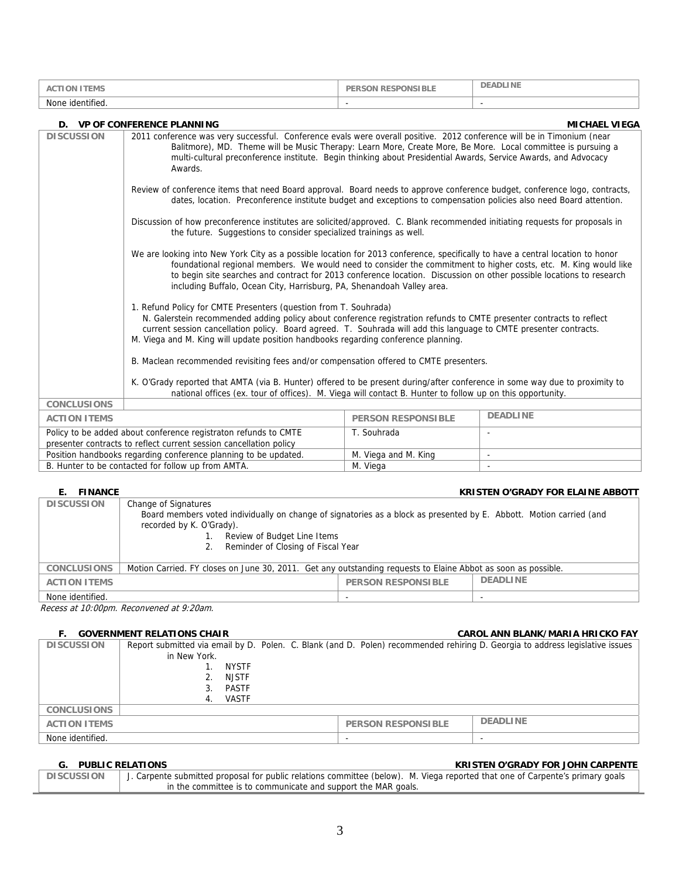| ACTION ITEMS | PERSON RESPONSIBLE | DEADLINE |
|---|---|---|
| None identified. | - | - |

### D. VP OF CONFERENCE PLANNING — MICHAEL VIEGA

| | |
|---|---|
| DISCUSSION | 2011 conference was very successful. Conference evals were overall positive. 2012 conference will be in Timonium (near Balitmore), MD. Theme will be Music Therapy: Learn More, Create More, Be More. Local committee is pursuing a multi-cultural preconference institute. Begin thinking about Presidential Awards, Service Awards, and Advocacy Awards.<br><br>Review of conference items that need Board approval. Board needs to approve conference budget, conference logo, contracts, dates, location. Preconference institute budget and exceptions to compensation policies also need Board attention.<br><br>Discussion of how preconference institutes are solicited/approved. C. Blank recommended initiating requests for proposals in the future. Suggestions to consider specialized trainings as well.<br><br>We are looking into New York City as a possible location for 2013 conference, specifically to have a central location to honor foundational regional members. We would need to consider the commitment to higher costs, etc. M. King would like to begin site searches and contract for 2013 conference location. Discussion on other possible locations to research including Buffalo, Ocean City, Harrisburg, PA, Shenandoah Valley area.<br><br>1. Refund Policy for CMTE Presenters (question from T. Souhrada)<br>N. Galerstein recommended adding policy about conference registration refunds to CMTE presenter contracts to reflect current session cancellation policy. Board agreed. T. Souhrada will add this language to CMTE presenter contracts.<br>M. Viega and M. King will update position handbooks regarding conference planning.<br><br>B. Maclean recommended revisiting fees and/or compensation offered to CMTE presenters.<br><br>K. O'Grady reported that AMTA (via B. Hunter) offered to be present during/after conference in some way due to proximity to national offices (ex. tour of offices). M. Viega will contact B. Hunter to follow up on this opportunity. |
| CONCLUSIONS | |

| ACTION ITEMS | PERSON RESPONSIBLE | DEADLINE |
|---|---|---|
| Policy to be added about conference registraton refunds to CMTE presenter contracts to reflect current session cancellation policy | T. Souhrada | - |
| Position handbooks regarding conference planning to be updated. | M. Viega and M. King | - |
| B. Hunter to be contacted for follow up from AMTA. | M. Viega | - |

### E. FINANCE — KRISTEN O'GRADY FOR ELAINE ABBOTT

| | |
|---|---|
| DISCUSSION | Change of Signatures<br>Board members voted individually on change of signatories as a block as presented by E. Abbott. Motion carried (and recorded by K. O'Grady).<br>1. Review of Budget Line Items<br>2. Reminder of Closing of Fiscal Year |
| CONCLUSIONS | Motion Carried. FY closes on June 30, 2011. Get any outstanding requests to Elaine Abbot as soon as possible. |

| ACTION ITEMS | PERSON RESPONSIBLE | DEADLINE |
|---|---|---|
| None identified. | - | - |

*Recess at 10:00pm. Reconvened at 9:20am.*

### F. GOVERNMENT RELATIONS CHAIR — CAROL ANN BLANK/MARIA HRICKO FAY

| | |
|---|---|
| DISCUSSION | Report submitted via email by D. Polen. C. Blank (and D. Polen) recommended rehiring D. Georgia to address legislative issues in New York.<br>1. NYSTF<br>2. NJSTF<br>3. PASTF<br>4. VASTF |
| CONCLUSIONS | |

| ACTION ITEMS | PERSON RESPONSIBLE | DEADLINE |
|---|---|---|
| None identified. | - | - |

### G. PUBLIC RELATIONS — KRISTEN O'GRADY FOR JOHN CARPENTE

| | |
|---|---|
| DISCUSSION | J. Carpente submitted proposal for public relations committee (below). M. Viega reported that one of Carpente's primary goals in the committee is to communicate and support the MAR goals. |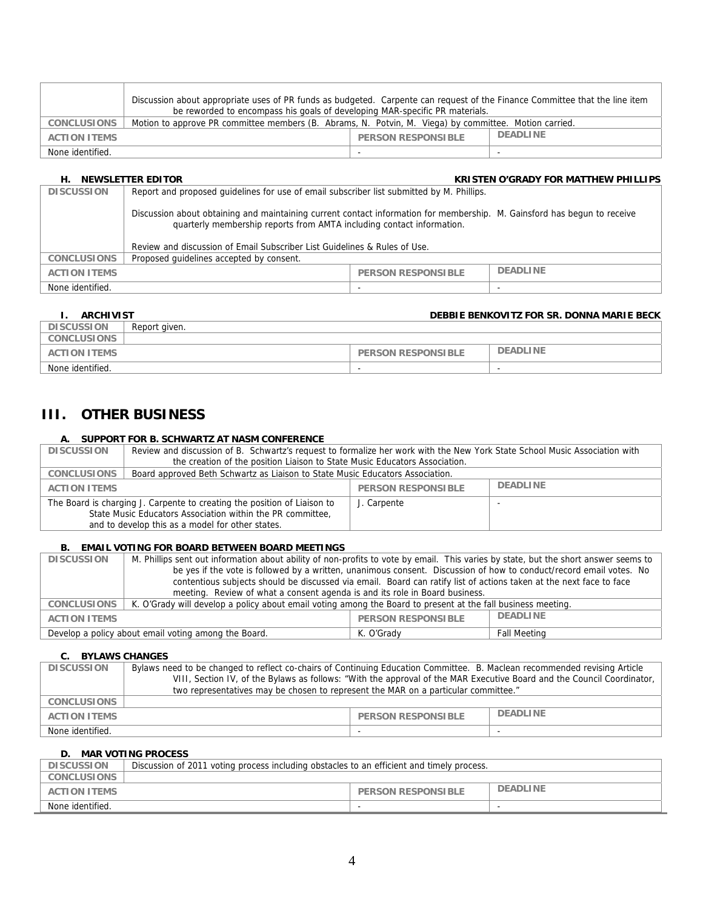| | | | |
|---|---|---|---|
| | Discussion about appropriate uses of PR funds as budgeted. Carpente can request of the Finance Committee that the line item be reworded to encompass his goals of developing MAR-specific PR materials. | | |
| **CONCLUSIONS** | Motion to approve PR committee members (B. Abrams, N. Potvin, M. Viega) by committee. Motion carried. | | |
| **ACTION ITEMS** | | **PERSON RESPONSIBLE** | **DEADLINE** |
| None identified. | | - | - |

### H. NEWSLETTER EDITOR — KRISTEN O'GRADY FOR MATTHEW PHILLIPS

| | | | |
|---|---|---|---|
| **DISCUSSION** | Report and proposed guidelines for use of email subscriber list submitted by M. Phillips.<br><br>Discussion about obtaining and maintaining current contact information for membership. M. Gainsford has begun to receive quarterly membership reports from AMTA including contact information.<br><br>Review and discussion of Email Subscriber List Guidelines & Rules of Use. | | |
| **CONCLUSIONS** | Proposed guidelines accepted by consent. | | |
| **ACTION ITEMS** | | **PERSON RESPONSIBLE** | **DEADLINE** |
| None identified. | | - | - |

### I. ARCHIVIST — DEBBIE BENKOVITZ FOR SR. DONNA MARIE BECK

| | | | |
|---|---|---|---|
| **DISCUSSION** | Report given. | | |
| **CONCLUSIONS** | | | |
| **ACTION ITEMS** | | **PERSON RESPONSIBLE** | **DEADLINE** |
| None identified. | | - | - |

## III. OTHER BUSINESS

### A. SUPPORT FOR B. SCHWARTZ AT NASM CONFERENCE

| | | | |
|---|---|---|---|
| **DISCUSSION** | Review and discussion of B. Schwartz's request to formalize her work with the New York State School Music Association with the creation of the position Liaison to State Music Educators Association. | | |
| **CONCLUSIONS** | Board approved Beth Schwartz as Liaison to State Music Educators Association. | | |
| **ACTION ITEMS** | | **PERSON RESPONSIBLE** | **DEADLINE** |
| The Board is charging J. Carpente to creating the position of Liaison to State Music Educators Association within the PR committee, and to develop this as a model for other states. | | J. Carpente | - |

### B. EMAIL VOTING FOR BOARD BETWEEN BOARD MEETINGS

| | | | |
|---|---|---|---|
| **DISCUSSION** | M. Phillips sent out information about ability of non-profits to vote by email. This varies by state, but the short answer seems to be yes if the vote is followed by a written, unanimous consent. Discussion of how to conduct/record email votes. No contentious subjects should be discussed via email. Board can ratify list of actions taken at the next face to face meeting. Review of what a consent agenda is and its role in Board business. | | |
| **CONCLUSIONS** | K. O'Grady will develop a policy about email voting among the Board to present at the fall business meeting. | | |
| **ACTION ITEMS** | | **PERSON RESPONSIBLE** | **DEADLINE** |
| Develop a policy about email voting among the Board. | | K. O'Grady | Fall Meeting |

### C. BYLAWS CHANGES

| | | | |
|---|---|---|---|
| **DISCUSSION** | Bylaws need to be changed to reflect co-chairs of Continuing Education Committee. B. Maclean recommended revising Article VIII, Section IV, of the Bylaws as follows: "With the approval of the MAR Executive Board and the Council Coordinator, two representatives may be chosen to represent the MAR on a particular committee." | | |
| **CONCLUSIONS** | | | |
| **ACTION ITEMS** | | **PERSON RESPONSIBLE** | **DEADLINE** |
| None identified. | | - | - |

### D. MAR VOTING PROCESS

| | | | |
|---|---|---|---|
| **DISCUSSION** | Discussion of 2011 voting process including obstacles to an efficient and timely process. | | |
| **CONCLUSIONS** | | | |
| **ACTION ITEMS** | | **PERSON RESPONSIBLE** | **DEADLINE** |
| None identified. | | - | - |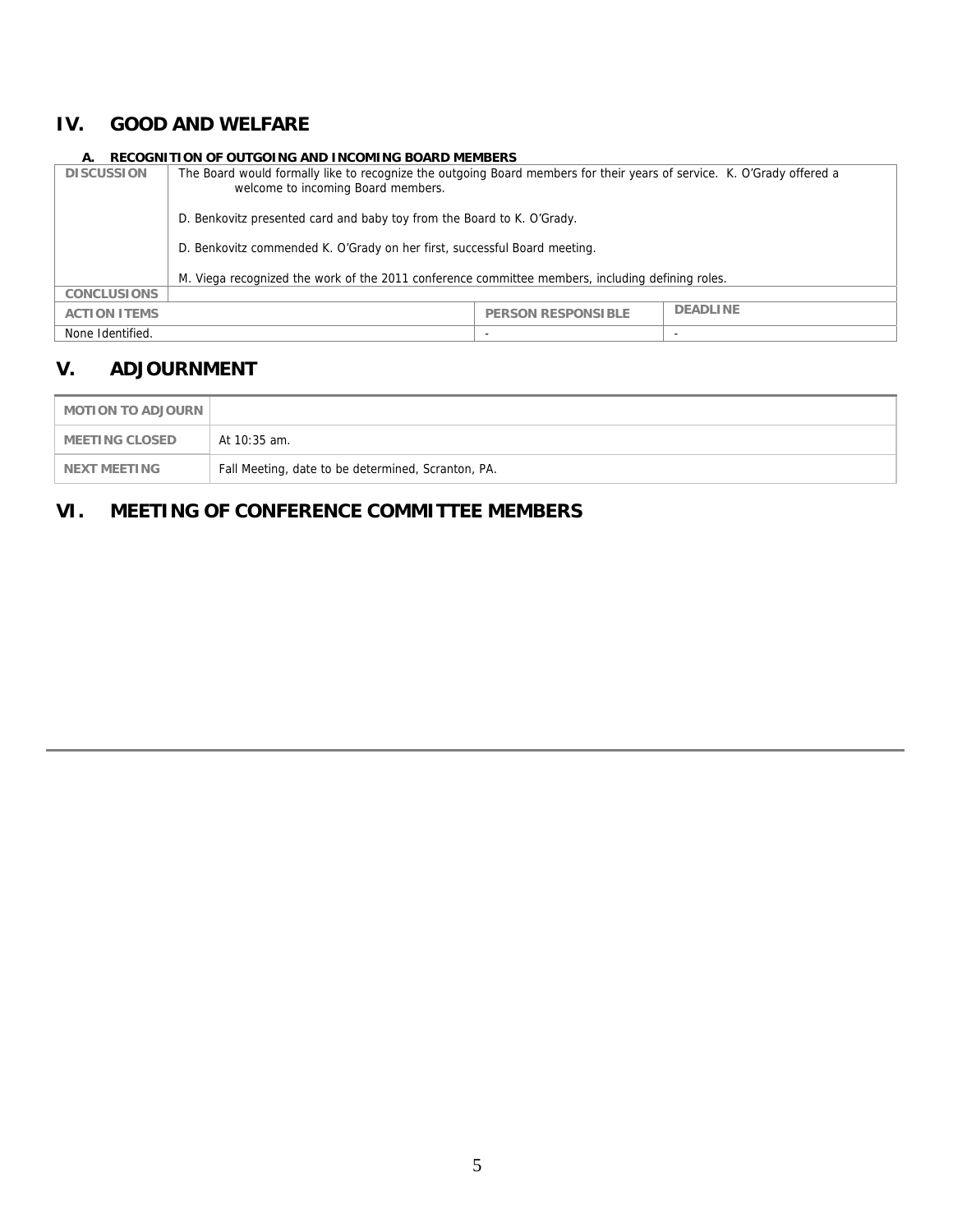## IV. GOOD AND WELFARE

### A. RECOGNITION OF OUTGOING AND INCOMING BOARD MEMBERS

| | | | |
|---|---|---|---|
| DISCUSSION | The Board would formally like to recognize the outgoing Board members for their years of service. K. O'Grady offered a welcome to incoming Board members.<br><br>D. Benkovitz presented card and baby toy from the Board to K. O'Grady.<br><br>D. Benkovitz commended K. O'Grady on her first, successful Board meeting.<br><br>M. Viega recognized the work of the 2011 conference committee members, including defining roles. | | |
| CONCLUSIONS | | | |
| ACTION ITEMS | | PERSON RESPONSIBLE | DEADLINE |
| None Identified. | | - | - |

## V. ADJOURNMENT

| | |
|---|---|
| MOTION TO ADJOURN | |
| MEETING CLOSED | At 10:35 am. |
| NEXT MEETING | Fall Meeting, date to be determined, Scranton, PA. |

## VI. MEETING OF CONFERENCE COMMITTEE MEMBERS